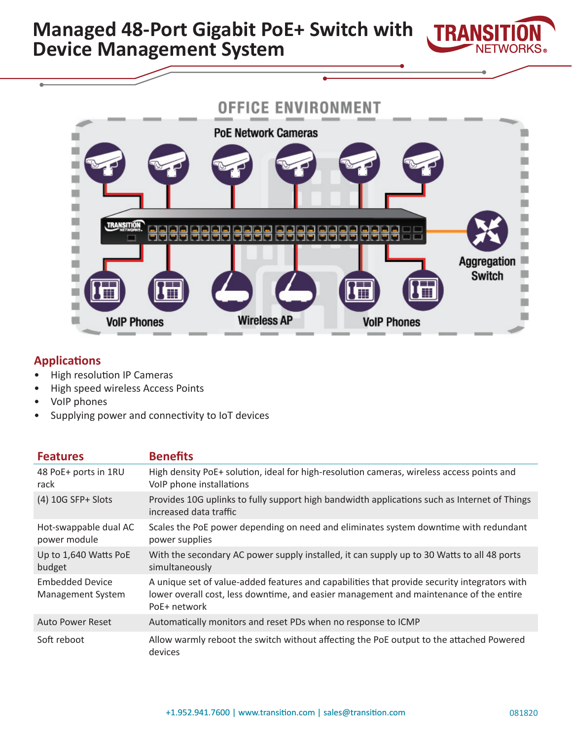# Managed 48-Port Gigabit PoE+ Switch with Device Management System

OFFICE ENVIRONMENT

PoE Network Cameras

Aggregation Switch

VoIP Phones

Wireless AP

VoIP Phones

## Applications

- High resolution IP Cameras
- High speed wireless Access Points
- VoIP phones
- Supplying power and connectivity to IoT devices

| Features | Benefits |
|---|---|
| 48 PoE+ ports in 1RU rack | High density PoE+ solution, ideal for high-resolution cameras, wireless access points and VoIP phone installations |
| (4) 10G SFP+ Slots | Provides 10G uplinks to fully support high bandwidth applications such as Internet of Things increased data traffic |
| Hot-swappable dual AC power module | Scales the PoE power depending on need and eliminates system downtime with redundant power supplies |
| Up to 1,640 Watts PoE budget | With the secondary AC power supply installed, it can supply up to 30 Watts to all 48 ports simultaneously |
| Embedded Device Management System | A unique set of value-added features and capabilities that provide security integrators with lower overall cost, less downtime, and easier management and maintenance of the entire PoE+ network |
| Auto Power Reset | Automatically monitors and reset PDs when no response to ICMP |
| Soft reboot | Allow warmly reboot the switch without affecting the PoE output to the attached Powered devices |

+1.952.941.7600 | www.transition.com | sales@transition.com

081820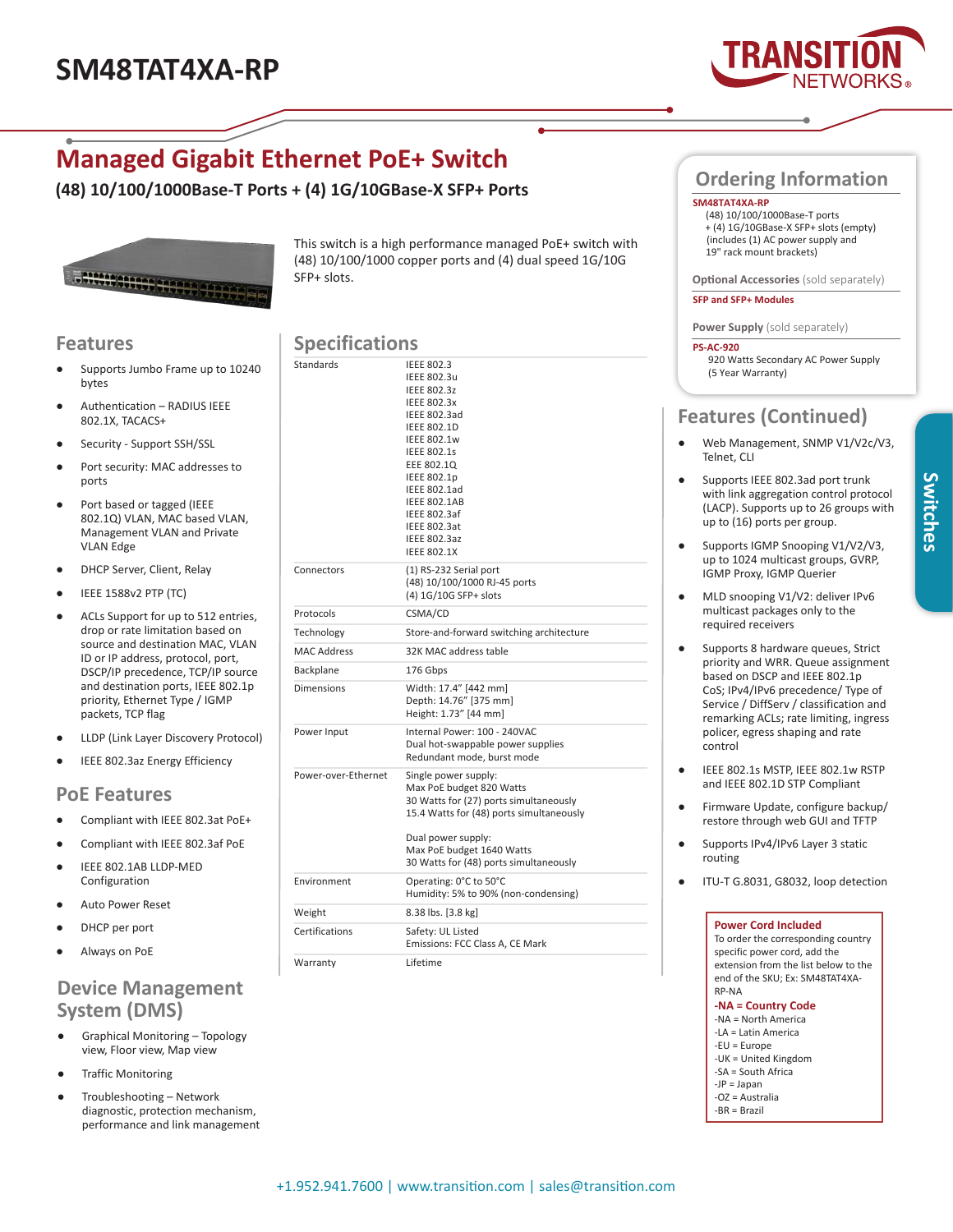# SM48TAT4XA-RP

## Managed Gigabit Ethernet PoE+ Switch

**(48) 10/100/1000Base-T Ports + (4) 1G/10GBase-X SFP+ Ports**

This switch is a high performance managed PoE+ switch with (48) 10/100/1000 copper ports and (4) dual speed 1G/10G SFP+ slots.

## Features

- Supports Jumbo Frame up to 10240 bytes
- Authentication – RADIUS IEEE 802.1X, TACACS+
- Security - Support SSH/SSL
- Port security: MAC addresses to ports
- Port based or tagged (IEEE 802.1Q) VLAN, MAC based VLAN, Management VLAN and Private VLAN Edge
- DHCP Server, Client, Relay
- IEEE 1588v2 PTP (TC)
- ACLs Support for up to 512 entries, drop or rate limitation based on source and destination MAC, VLAN ID or IP address, protocol, port, DSCP/IP precedence, TCP/IP source and destination ports, IEEE 802.1p priority, Ethernet Type / IGMP packets, TCP flag
- LLDP (Link Layer Discovery Protocol)
- IEEE 802.3az Energy Efficiency

## PoE Features

- Compliant with IEEE 802.3at PoE+
- Compliant with IEEE 802.3af PoE
- IEEE 802.1AB LLDP-MED Configuration
- Auto Power Reset
- DHCP per port
- Always on PoE

## Device Management System (DMS)

- Graphical Monitoring – Topology view, Floor view, Map view
- Traffic Monitoring
- Troubleshooting – Network diagnostic, protection mechanism, performance and link management

## Specifications

| | |
|---|---|
| Standards | IEEE 802.3<br>IEEE 802.3u<br>IEEE 802.3z<br>IEEE 802.3x<br>IEEE 802.3ad<br>IEEE 802.1D<br>IEEE 802.1w<br>IEEE 802.1s<br>EEE 802.1Q<br>IEEE 802.1p<br>IEEE 802.1ad<br>IEEE 802.1AB<br>IEEE 802.3af<br>IEEE 802.3at<br>IEEE 802.3az<br>IEEE 802.1X |
| Connectors | (1) RS-232 Serial port<br>(48) 10/100/1000 RJ-45 ports<br>(4) 1G/10G SFP+ slots |
| Protocols | CSMA/CD |
| Technology | Store-and-forward switching architecture |
| MAC Address | 32K MAC address table |
| Backplane | 176 Gbps |
| Dimensions | Width: 17.4" [442 mm]<br>Depth: 14.76" [375 mm]<br>Height: 1.73" [44 mm] |
| Power Input | Internal Power: 100 - 240VAC<br>Dual hot-swappable power supplies<br>Redundant mode, burst mode |
| Power-over-Ethernet | Single power supply:<br>Max PoE budget 820 Watts<br>30 Watts for (27) ports simultaneously<br>15.4 Watts for (48) ports simultaneously<br><br>Dual power supply:<br>Max PoE budget 1640 Watts<br>30 Watts for (48) ports simultaneously |
| Environment | Operating: 0°C to 50°C<br>Humidity: 5% to 90% (non-condensing) |
| Weight | 8.38 lbs. [3.8 kg] |
| Certifications | Safety: UL Listed<br>Emissions: FCC Class A, CE Mark |
| Warranty | Lifetime |

## Ordering Information

**SM48TAT4XA-RP**
(48) 10/100/1000Base-T ports
+ (4) 1G/10GBase-X SFP+ slots (empty)
(includes (1) AC power supply and 19" rack mount brackets)

**Optional Accessories** (sold separately)

**SFP and SFP+ Modules**

**Power Supply** (sold separately)

**PS-AC-920**
920 Watts Secondary AC Power Supply
(5 Year Warranty)

## Features (Continued)

- Web Management, SNMP V1/V2c/V3, Telnet, CLI
- Supports IEEE 802.3ad port trunk with link aggregation control protocol (LACP). Supports up to 26 groups with up to (16) ports per group.
- Supports IGMP Snooping V1/V2/V3, up to 1024 multicast groups, GVRP, IGMP Proxy, IGMP Querier
- MLD snooping V1/V2: deliver IPv6 multicast packages only to the required receivers
- Supports 8 hardware queues, Strict priority and WRR. Queue assignment based on DSCP and IEEE 802.1p CoS; IPv4/IPv6 precedence/ Type of Service / DiffServ / classification and remarking ACLs; rate limiting, ingress policer, egress shaping and rate control
- IEEE 802.1s MSTP, IEEE 802.1w RSTP and IEEE 802.1D STP Compliant
- Firmware Update, configure backup/ restore through web GUI and TFTP
- Supports IPv4/IPv6 Layer 3 static routing
- ITU-T G.8031, G8032, loop detection

**Power Cord Included**

To order the corresponding country specific power cord, add the extension from the list below to the end of the SKU; Ex: SM48TAT4XA-RP-NA

**-NA = Country Code**

-NA = North America
-LA = Latin America
-EU = Europe
-UK = United Kingdom
-SA = South Africa
-JP = Japan
-OZ = Australia
-BR = Brazil

+1.952.941.7600 | www.transition.com | sales@transition.com